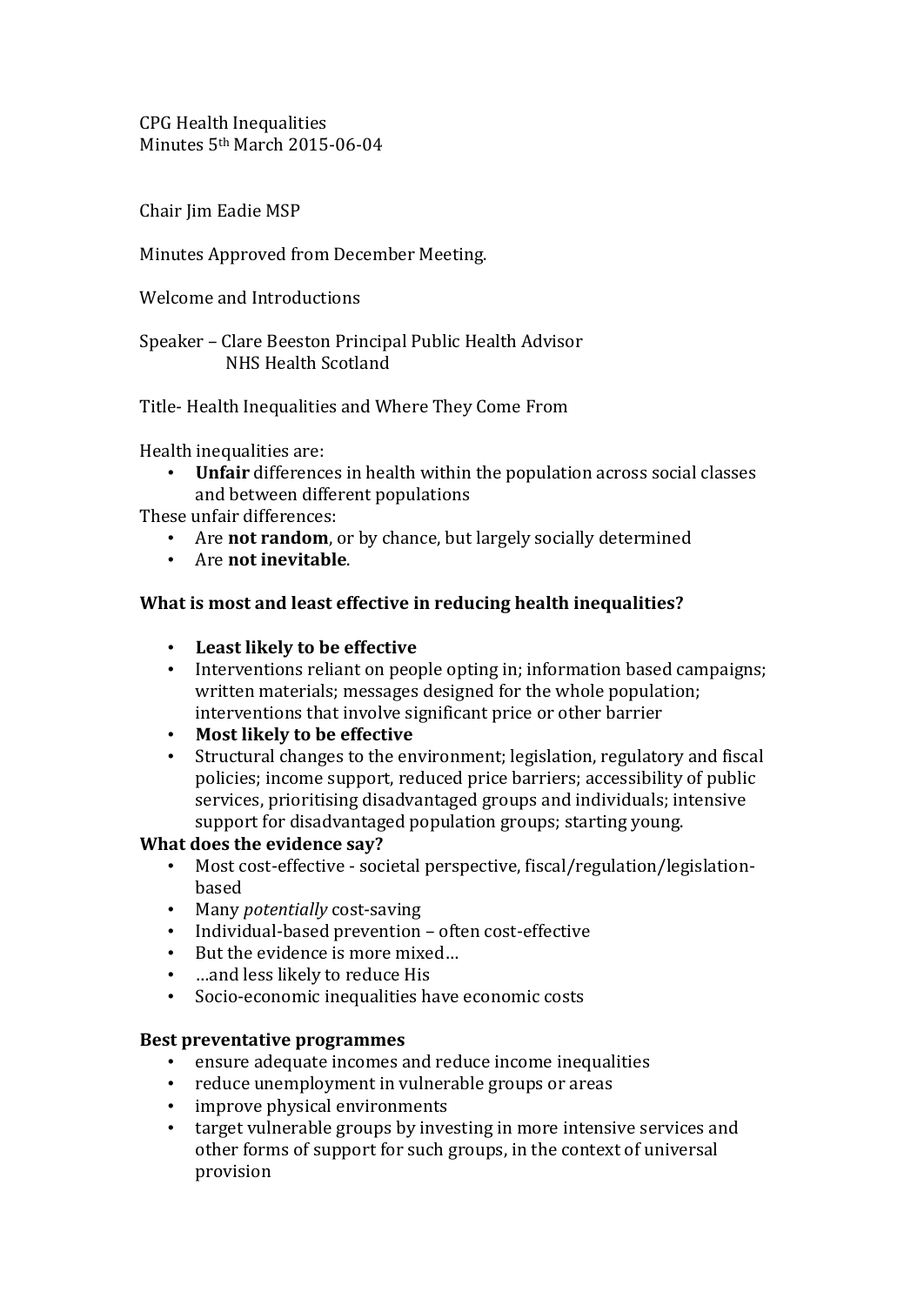CPG Health Inequalities
Minutes 5th March 2015-06-04

Chair Jim Eadie MSP

Minutes Approved from December Meeting.

Welcome and Introductions

Speaker – Clare Beeston Principal Public Health Advisor
NHS Health Scotland

Title- Health Inequalities and Where They Come From

Health inequalities are:

- **Unfair** differences in health within the population across social classes and between different populations

These unfair differences:

- Are **not random**, or by chance, but largely socially determined
- Are **not inevitable**.

**What is most and least effective in reducing health inequalities?**

- **Least likely to be effective**
- Interventions reliant on people opting in; information based campaigns; written materials; messages designed for the whole population; interventions that involve significant price or other barrier
- **Most likely to be effective**
- Structural changes to the environment; legislation, regulatory and fiscal policies; income support, reduced price barriers; accessibility of public services, prioritising disadvantaged groups and individuals; intensive support for disadvantaged population groups; starting young.

**What does the evidence say?**

- Most cost-effective - societal perspective, fiscal/regulation/legislation-based
- Many *potentially* cost-saving
- Individual-based prevention – often cost-effective
- But the evidence is more mixed…
- …and less likely to reduce His
- Socio-economic inequalities have economic costs

**Best preventative programmes**

- ensure adequate incomes and reduce income inequalities
- reduce unemployment in vulnerable groups or areas
- improve physical environments
- target vulnerable groups by investing in more intensive services and other forms of support for such groups, in the context of universal provision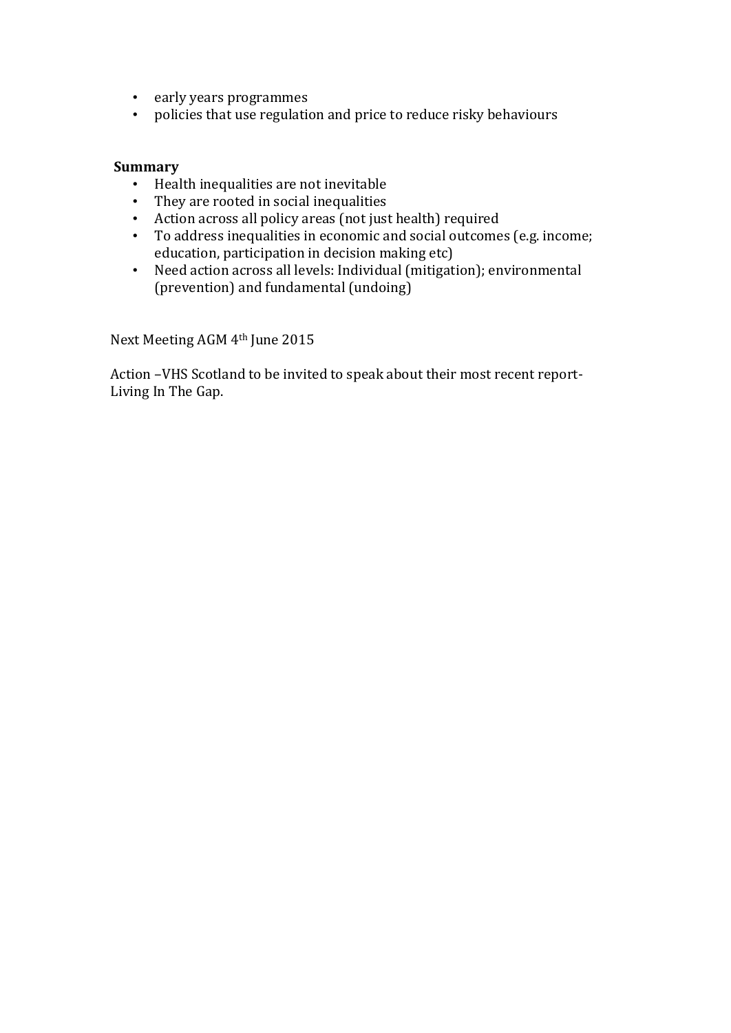- early years programmes
- policies that use regulation and price to reduce risky behaviours

**Summary**

- Health inequalities are not inevitable
- They are rooted in social inequalities
- Action across all policy areas (not just health) required
- To address inequalities in economic and social outcomes (e.g. income; education, participation in decision making etc)
- Need action across all levels: Individual (mitigation); environmental (prevention) and fundamental (undoing)

Next Meeting AGM 4th June 2015

Action –VHS Scotland to be invited to speak about their most recent report- Living In The Gap.